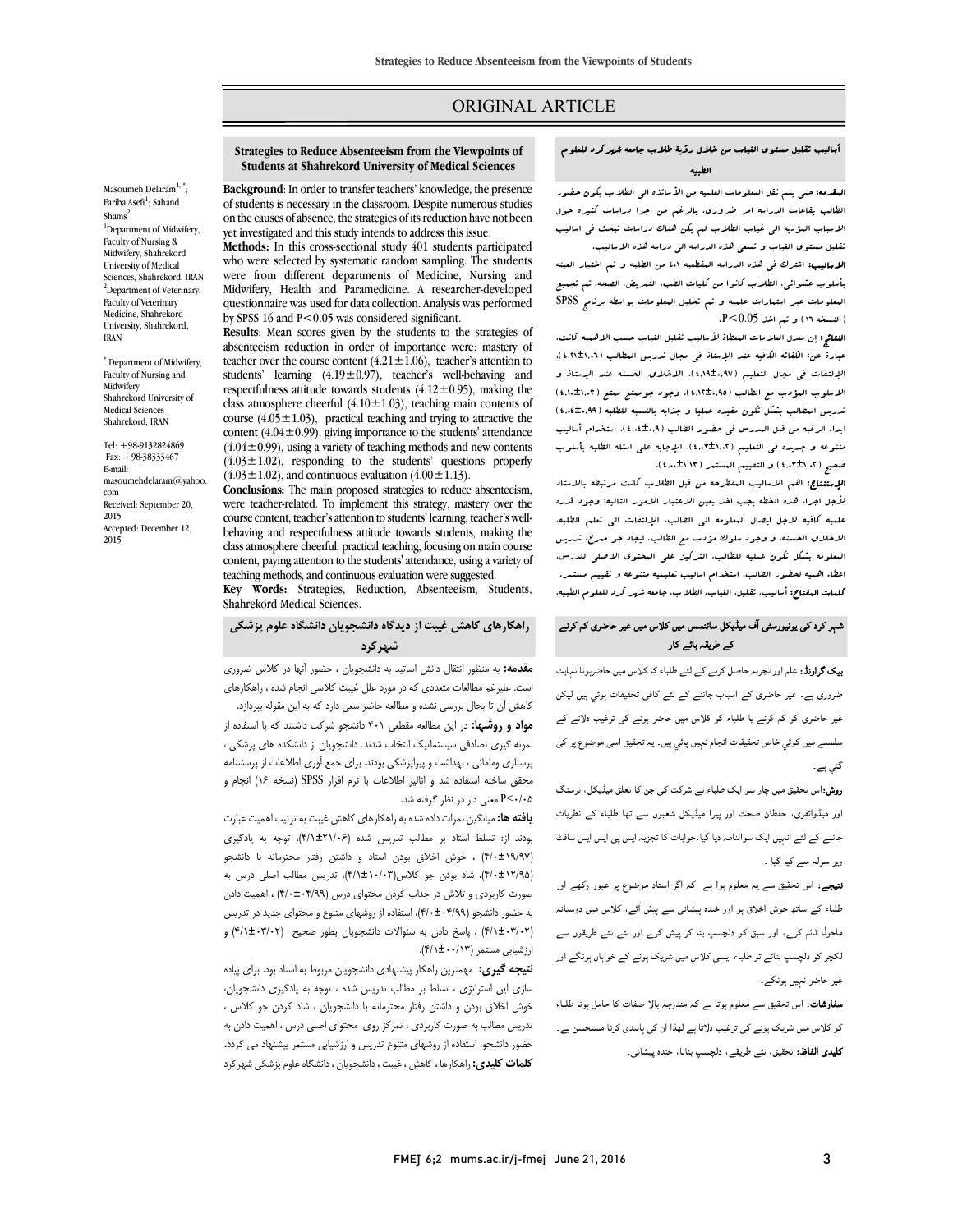ORIGINAL ARTICLE

## Strategies to Reduce Absenteeism from the Viewpoints of Students at Shahrekord University of Medical Sciences

Masoumeh Delaram[1,*]; Fariba Asefi[1]; Sahand Shams[2]

[1]Department of Midwifery, Faculty of Nursing & Midwifery, Shahrekord University of Medical Sciences, Shahrekord, IRAN
[2]Department of Veterinary, Faculty of Veterinary Medicine, Shahrekord University, Shahrekord, IRAN

[*] Department of Midwifery, Faculty of Nursing and Midwifery Shahrekord University of Medical Sciences Shahrekord, IRAN

Tel: +98-9132824869
Fax: +98-38333467
E-mail: masoumehdelaram@yahoo.com
Received: September 20, 2015
Accepted: December 12, 2015

**Background**: In order to transfer teachers' knowledge, the presence of students is necessary in the classroom. Despite numerous studies on the causes of absence, the strategies of its reduction have not been yet investigated and this study intends to address this issue.

**Methods:** In this cross-sectional study 401 students participated who were selected by systematic random sampling. The students were from different departments of Medicine, Nursing and Midwifery, Health and Paramedicine. A researcher-developed questionnaire was used for data collection. Analysis was performed by SPSS 16 and $P<0.05$ was considered significant.

**Results**: Mean scores given by the students to the strategies of absenteeism reduction in order of importance were: mastery of teacher over the course content ($4.21\pm1.06$), teacher's attention to students' learning ($4.19\pm0.97$), teacher's well-behaving and respectfulness attitude towards students ($4.12\pm0.95$), making the class atmosphere cheerful ($4.10\pm1.03$), teaching main contents of course ($4.05\pm1.03$), practical teaching and trying to attractive the content ($4.04\pm0.99$), giving importance to the students' attendance ($4.04\pm0.99$), using a variety of teaching methods and new contents ($4.03\pm1.02$), responding to the students' questions properly ($4.03\pm1.02$), and continuous evaluation ($4.00\pm1.13$).

**Conclusions:** The main proposed strategies to reduce absenteeism, were teacher-related. To implement this strategy, mastery over the course content, teacher's attention to students' learning, teacher's well-behaving and respectfulness attitude towards students, making the class atmosphere cheerful, practical teaching, focusing on main course content, paying attention to the students' attendance, using a variety of teaching methods, and continuous evaluation were suggested.

**Key Words:** Strategies, Reduction, Absenteeism, Students, Shahrekord Medical Sciences.

## أساليب تقليل مستوى الغياب من خلال رؤية طلاب جامعه شهركرد للعلوم الطبيه

**المقدمه:** حتى يتم نقل المعلومات العلميه من الأساتذه الى الطلاب يكون حضور الطالب بقاعات الدراسه امر ضروري. بالرغم من اجرا دراسات كثيره حول الاسباب المؤديه الى غياب الطلاب لم يكن هنالك دراسات تبحث فى اساليب تقليل مستوى الغياب و تسعى هذه الدراسه الى دراسه هذه الاساليب.

**الأساليب:** اشترك فى هذه الدراسه المقطعيه ٤٠١ من الطلبه و تم اختيار العينه بأسلوب عشوائي. الطلاب كانوا من كليات الطب، التمريض، الصحه. تم تجميع المعلومات عبر استمارات علميه و تم تحليل المعلومات بواسطه برنامج SPSS (النسخه ١٦) و تم اخذ $P<0.05$.

**النتائج:** إن معدل العلامات المعطاة لأساليب تقليل الغياب حسب الاهميه كانت، عبارة عن: الكفاءه الكافيه عند الإستاذ فى مجال تدريس المطالب (٤،٢١±١،٠٦)، الإلتفات فى مجال التعليم (٤،١٩±٠،٩٧)، الاخلاق الحسنه عند الإستاذ و الاسلوب المؤدب مع الطالب (٤،١٢±٠،٩٥)، وجود جومجتمع ممتع (٤،١٠±١،٠٣) تدريس المطالب بشكل تكون مفيده عمليا و جذابه بالنسبه للطلبه (٤،٠٤±٠،٩٩) ابداء الرغبه من قبل المدرس فى حضور الطالب (٤،٠٤±٠،٩٩)، استخدام أساليب متنوعه و جديده فى التعليم (٤،٠٣±١،٠٢)، الإجابه على اسئله الطلبه بأسلوب صحيح (٤،٠٣±١،٠٢) و التقييم المستمر (٤،٠٠±١،١٣).

**الإستنتاج:** اهم الاساليب المقترحه من قبل الطلاب كانت مرتبطه بالاستاذ لأجل اجراء هذه الخطه يجب اخذ بعين الاعتبار الامور التاليه: وجود قدره علميه كافيه لاجل ايصال المعلومه الى الطالب، الإلتفات الى تعلم الطلبه، الاخلاق الحسنه، و وجود سلوك مؤدب مع الطالب، ايجاد جو مرح، تدريس المعلومه بشكل تكون عمليه للطالب، التركيز على المحتوى الاصلى للدرس، اعطاء اهميه لحضور الطالب، استخدام اساليب تعليميه متنوعه و تقييم مستمر.

**كلمات المفتاح:** أساليب، تقليل، الغياب، الطلاب، جامعه شهركرد للعلوم الطبيه.

## راهکارهای کاهش غیبت از دیدگاه دانشجویان دانشگاه علوم پزشکی شهرکرد

**مقدمه:** به منظور انتقال دانش اساتید به دانشجویان ، حضور آنها در کلاس ضروری است. علیرغم مطالعات متعددی که در مورد علل غیبت کلاسی انجام شده ، راهکارهای کاهش آن تا بحال بررسی نشده و مطالعه حاضر سعی دارد که به این مقوله بپردازد.

**مواد و روشها:** در این مطالعه مقطعی ۴۰۱ دانشجو شرکت داشتند که با استفاده از نمونه گیری تصادفی سیستماتیک انتخاب شدند. دانشجویان از دانشکده های پزشکی ، پرستاری ومامائی ، بهداشت و پیراپزشکی بودند. برای جمع آوری اطلاعات از پرسشنامه محقق ساخته استفاده شد و آنالیز اطلاعات با نرم افزار SPSS (نسخه ۱۶) انجام و $P<0.05$ معنی دار در نظر گرفته شد.

**یافته ها:** میانگین نمرات داده شده به راهکارهای کاهش غیبت به ترتیب اهمیت عبارت بودند از: تسلط استاد بر مطالب تدریس شده (۴/۲۱±۱/۰۶)، توجه به یادگیری (۴/۱۹±۰/۹۷) ، خوش اخلاق بودن استاد و داشتن رفتار محترمانه با دانشجو (۴/۱۲±۰/۹۵)، شاد بودن جو کلاس(۴/۱۰±۱/۰۳)، تدریس مطالب اصلی درس به صورت کاربردی و تلاش در جذاب کردن محتوای درس (۴/۰۴±۰/۹۹) ، اهمیت دادن به حضور دانشجو (۴/۰۴±۰/۹۹)، استفاده از روشهای متنوع و محتوای جدید در تدریس (۴/۰۳±۱/۰۲) ، پاسخ دادن به سئوالات دانشجویان بطور صحیح (۴/۰۳±۱/۰۲) و ارزشیابی مستمر (۴/۰۰±۱/۱۳).

**نتیجه گیری:** مهمترین راهکار پیشنهادی دانشجویان مربوط به استاد بود. برای پیاده سازی این استراتژی ، تسلط بر مطالب تدریس شده ، توجه به یادگیری دانشجویان، خوش اخلاق بودن و داشتن رفتار محترمانه با دانشجویان ، شاد کردن جو کلاس ، تدریس مطالب به صورت کاربردی ، تمرکز روی محتوای اصلی درس ، اهمیت دادن به حضور دانشجو، استفاده از روشهای متنوع تدریس و ارزشیابی مستمر پیشنهاد می گردد.

**کلمات کلیدی:** راهکارها ، کاهش ، غیبت ، دانشجویان ، دانشگاه علوم پزشکی شهرکرد

## شہر کرد کی یونیورسٹی آف میڈیکل سائنسس میں کلاس میں غیر حاضری کم کرنے کے طریقہ ہائے کار

**بیک گراونڈ:** علم اور تجربہ حاصل کرنے کے لئے طلباء کا کلاس میں حاضرہونا نہایت ضروری ہے۔ غیر حاضری کے اسباب جاننے کے لئے کافی تحقیقات ہوئي ہیں لیکن غیر حاضری کو کم کرنے یا طلباء کو کلاس میں حاضر ہونے کی ترغیب دلانے کے سلسلے میں کوئي خاص تحقیقات انجام نہیں پائي ہیں۔ یہ تحقیق اسی موضوع پر کی گئي ہے۔

**روش:**اس تحقیق میں چار سو ایک طلباء نے شرکت کی جن کا تعلق میڈیکل، نرسنگ اور میڈوائفری، حفظان صحت اور پیرا میڈیکل شعبوں سے تھا۔طلباء کے نظریات جاننے کے لئے انہیں ایک سوالنامہ دیا گیا۔جوابات کا تجزیہ ایس پی ایس ایس سافٹ ویر سولہ سے کیا گيا ۔

**نتیجے:** اس تحقیق سے یہ معلوم ہوا ہے کہ اگر استاد موضوع پر عبور رکھے اور طلباء کے ساتھ خوش اخلاق ہو اور خندہ پیشانی سے پیش آئے، کلاس میں دوستانہ ماحول قائم کرے، اور سبق کو دلچسپ بنا کر پیش کرے اور نئے نئے طریقوں سے لکچر کو دلچسپ بنائے تو طلباء ایسی کلاس میں شریک ہونے کے خواہاں ہونگے اور غیر حاضر نہیں ہونگے۔

**سفارشات:** اس تحقیق سے معلوم ہوتا ہے کہ مندرجہ بالا صفات کا حامل ہونا طلباء کو کلاس میں شریک ہونے کی ترغیب دلاتا ہے لھذا ان کی پابندی کرنا مستحسن ہے۔

**کلیدی الفاظ:** تحقیق، نئے طریقے، دلچسپ بنانا، خندہ پیشانی۔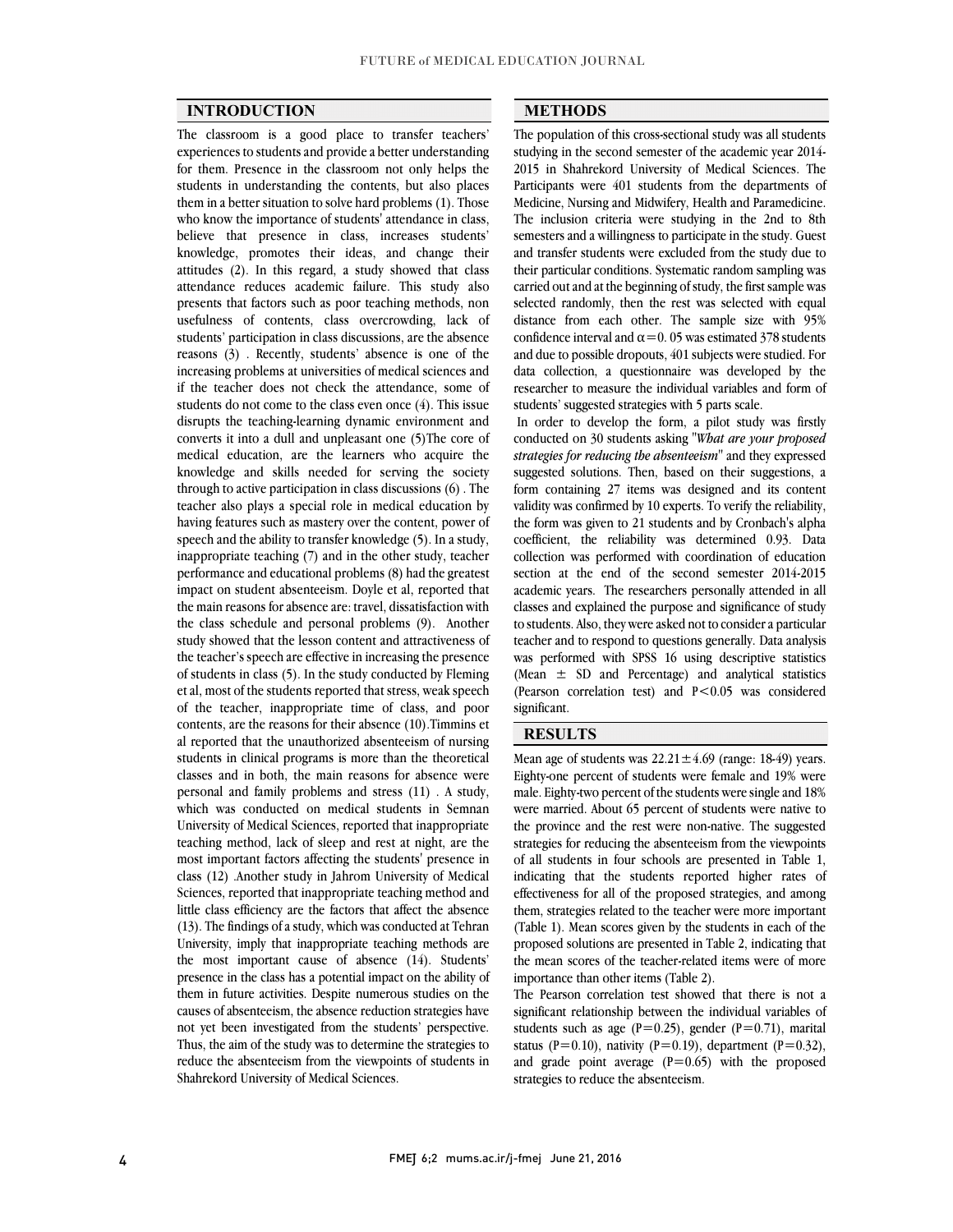## INTRODUCTION

The classroom is a good place to transfer teachers' experiences to students and provide a better understanding for them. Presence in the classroom not only helps the students in understanding the contents, but also places them in a better situation to solve hard problems (1). Those who know the importance of students' attendance in class, believe that presence in class, increases students' knowledge, promotes their ideas, and change their attitudes (2). In this regard, a study showed that class attendance reduces academic failure. This study also presents that factors such as poor teaching methods, non usefulness of contents, class overcrowding, lack of students' participation in class discussions, are the absence reasons (3) . Recently, students' absence is one of the increasing problems at universities of medical sciences and if the teacher does not check the attendance, some of students do not come to the class even once (4). This issue disrupts the teaching-learning dynamic environment and converts it into a dull and unpleasant one (5)The core of medical education, are the learners who acquire the knowledge and skills needed for serving the society through to active participation in class discussions (6) . The teacher also plays a special role in medical education by having features such as mastery over the content, power of speech and the ability to transfer knowledge (5). In a study, inappropriate teaching (7) and in the other study, teacher performance and educational problems (8) had the greatest impact on student absenteeism. Doyle et al, reported that the main reasons for absence are: travel, dissatisfaction with the class schedule and personal problems (9). Another study showed that the lesson content and attractiveness of the teacher's speech are effective in increasing the presence of students in class (5). In the study conducted by Fleming et al, most of the students reported that stress, weak speech of the teacher, inappropriate time of class, and poor contents, are the reasons for their absence (10).Timmins et al reported that the unauthorized absenteeism of nursing students in clinical programs is more than the theoretical classes and in both, the main reasons for absence were personal and family problems and stress (11) . A study, which was conducted on medical students in Semnan University of Medical Sciences, reported that inappropriate teaching method, lack of sleep and rest at night, are the most important factors affecting the students' presence in class (12) .Another study in Jahrom University of Medical Sciences, reported that inappropriate teaching method and little class efficiency are the factors that affect the absence (13). The findings of a study, which was conducted at Tehran University, imply that inappropriate teaching methods are the most important cause of absence (14). Students' presence in the class has a potential impact on the ability of them in future activities. Despite numerous studies on the causes of absenteeism, the absence reduction strategies have not yet been investigated from the students' perspective. Thus, the aim of the study was to determine the strategies to reduce the absenteeism from the viewpoints of students in Shahrekord University of Medical Sciences.

## METHODS

The population of this cross-sectional study was all students studying in the second semester of the academic year 2014-2015 in Shahrekord University of Medical Sciences. The Participants were 401 students from the departments of Medicine, Nursing and Midwifery, Health and Paramedicine. The inclusion criteria were studying in the 2nd to 8th semesters and a willingness to participate in the study. Guest and transfer students were excluded from the study due to their particular conditions. Systematic random sampling was carried out and at the beginning of study, the first sample was selected randomly, then the rest was selected with equal distance from each other. The sample size with 95% confidence interval and $\alpha = 0.05$ was estimated 378 students and due to possible dropouts, 401 subjects were studied. For data collection, a questionnaire was developed by the researcher to measure the individual variables and form of students' suggested strategies with 5 parts scale.

In order to develop the form, a pilot study was firstly conducted on 30 students asking "*What are your proposed strategies for reducing the absenteeism*" and they expressed suggested solutions. Then, based on their suggestions, a form containing 27 items was designed and its content validity was confirmed by 10 experts. To verify the reliability, the form was given to 21 students and by Cronbach's alpha coefficient, the reliability was determined 0.93. Data collection was performed with coordination of education section at the end of the second semester 2014-2015 academic years. The researchers personally attended in all classes and explained the purpose and significance of study to students. Also, they were asked not to consider a particular teacher and to respond to questions generally. Data analysis was performed with SPSS 16 using descriptive statistics (Mean ± SD and Percentage) and analytical statistics (Pearson correlation test) and $P < 0.05$ was considered significant.

## RESULTS

Mean age of students was 22.21±4.69 (range: 18-49) years. Eighty-one percent of students were female and 19% were male. Eighty-two percent of the students were single and 18% were married. About 65 percent of students were native to the province and the rest were non-native. The suggested strategies for reducing the absenteeism from the viewpoints of all students in four schools are presented in Table 1, indicating that the students reported higher rates of effectiveness for all of the proposed strategies, and among them, strategies related to the teacher were more important (Table 1). Mean scores given by the students in each of the proposed solutions are presented in Table 2, indicating that the mean scores of the teacher-related items were of more importance than other items (Table 2).

The Pearson correlation test showed that there is not a significant relationship between the individual variables of students such as age ($P = 0.25$), gender ($P = 0.71$), marital status ($P = 0.10$), nativity ($P = 0.19$), department ($P = 0.32$), and grade point average ($P = 0.65$) with the proposed strategies to reduce the absenteeism.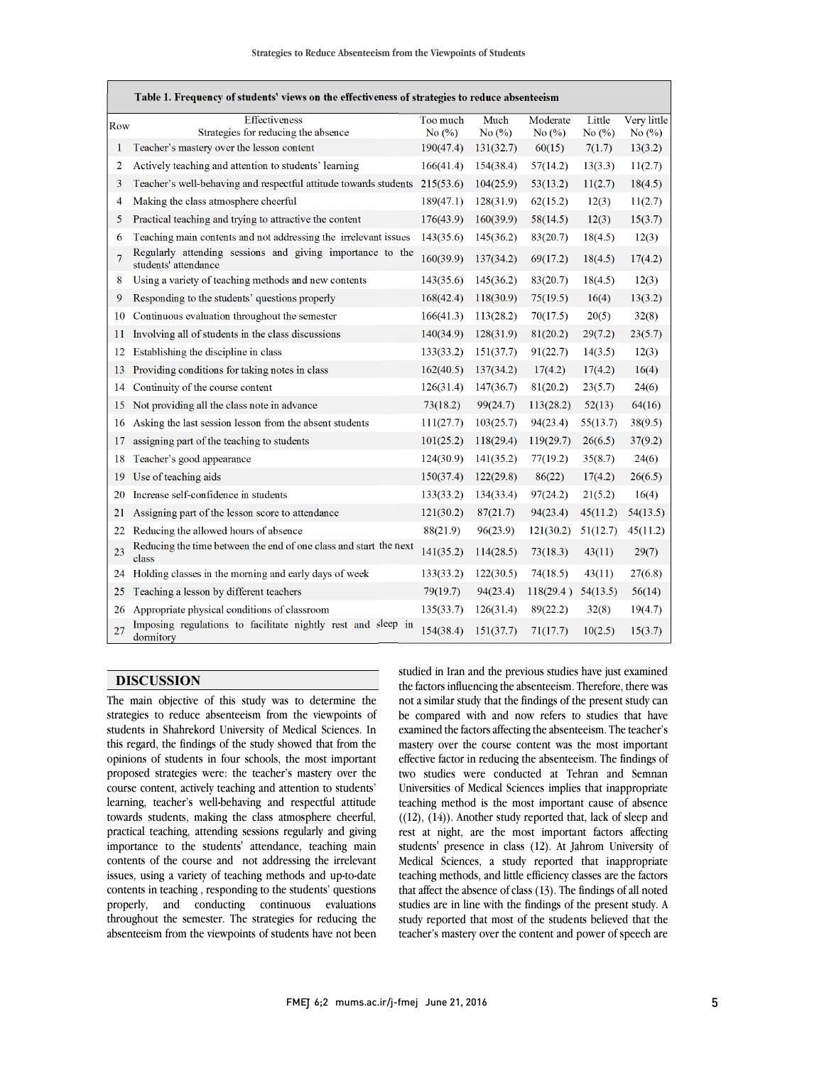**Table 1. Frequency of students' views on the effectiveness of strategies to reduce absenteeism**

| Row | Effectiveness / Strategies for reducing the absence | Too much No (%) | Much No (%) | Moderate No (%) | Little No (%) | Very little No (%) |
|---|---|---|---|---|---|---|
| 1 | Teacher's mastery over the lesson content | 190(47.4) | 131(32.7) | 60(15) | 7(1.7) | 13(3.2) |
| 2 | Actively teaching and attention to students' learning | 166(41.4) | 154(38.4) | 57(14.2) | 13(3.3) | 11(2.7) |
| 3 | Teacher's well-behaving and respectful attitude towards students | 215(53.6) | 104(25.9) | 53(13.2) | 11(2.7) | 18(4.5) |
| 4 | Making the class atmosphere cheerful | 189(47.1) | 128(31.9) | 62(15.2) | 12(3) | 11(2.7) |
| 5 | Practical teaching and trying to attractive the content | 176(43.9) | 160(39.9) | 58(14.5) | 12(3) | 15(3.7) |
| 6 | Teaching main contents and not addressing the irrelevant issues | 143(35.6) | 145(36.2) | 83(20.7) | 18(4.5) | 12(3) |
| 7 | Regularly attending sessions and giving importance to the students' attendance | 160(39.9) | 137(34.2) | 69(17.2) | 18(4.5) | 17(4.2) |
| 8 | Using a variety of teaching methods and new contents | 143(35.6) | 145(36.2) | 83(20.7) | 18(4.5) | 12(3) |
| 9 | Responding to the students' questions properly | 168(42.4) | 118(30.9) | 75(19.5) | 16(4) | 13(3.2) |
| 10 | Continuous evaluation throughout the semester | 166(41.3) | 113(28.2) | 70(17.5) | 20(5) | 32(8) |
| 11 | Involving all of students in the class discussions | 140(34.9) | 128(31.9) | 81(20.2) | 29(7.2) | 23(5.7) |
| 12 | Establishing the discipline in class | 133(33.2) | 151(37.7) | 91(22.7) | 14(3.5) | 12(3) |
| 13 | Providing conditions for taking notes in class | 162(40.5) | 137(34.2) | 17(4.2) | 17(4.2) | 16(4) |
| 14 | Continuity of the course content | 126(31.4) | 147(36.7) | 81(20.2) | 23(5.7) | 24(6) |
| 15 | Not providing all the class note in advance | 73(18.2) | 99(24.7) | 113(28.2) | 52(13) | 64(16) |
| 16 | Asking the last session lesson from the absent students | 111(27.7) | 103(25.7) | 94(23.4) | 55(13.7) | 38(9.5) |
| 17 | assigning part of the teaching to students | 101(25.2) | 118(29.4) | 119(29.7) | 26(6.5) | 37(9.2) |
| 18 | Teacher's good appearance | 124(30.9) | 141(35.2) | 77(19.2) | 35(8.7) | 24(6) |
| 19 | Use of teaching aids | 150(37.4) | 122(29.8) | 86(22) | 17(4.2) | 26(6.5) |
| 20 | Increase self-confidence in students | 133(33.2) | 134(33.4) | 97(24.2) | 21(5.2) | 16(4) |
| 21 | Assigning part of the lesson score to attendance | 121(30.2) | 87(21.7) | 94(23.4) | 45(11.2) | 54(13.5) |
| 22 | Reducing the allowed hours of absence | 88(21.9) | 96(23.9) | 121(30.2) | 51(12.7) | 45(11.2) |
| 23 | Reducing the time between the end of one class and start the next class | 141(35.2) | 114(28.5) | 73(18.3) | 43(11) | 29(7) |
| 24 | Holding classes in the morning and early days of week | 133(33.2) | 122(30.5) | 74(18.5) | 43(11) | 27(6.8) |
| 25 | Teaching a lesson by different teachers | 79(19.7) | 94(23.4) | 118(29.4 ) | 54(13.5) | 56(14) |
| 26 | Appropriate physical conditions of classroom | 135(33.7) | 126(31.4) | 89(22.2) | 32(8) | 19(4.7) |
| 27 | Imposing regulations to facilitate nightly rest and sleep in dormitory | 154(38.4) | 151(37.7) | 71(17.7) | 10(2.5) | 15(3.7) |

## DISCUSSION

The main objective of this study was to determine the strategies to reduce absenteeism from the viewpoints of students in Shahrekord University of Medical Sciences. In this regard, the findings of the study showed that from the opinions of students in four schools, the most important proposed strategies were: the teacher's mastery over the course content, actively teaching and attention to students' learning, teacher's well-behaving and respectful attitude towards students, making the class atmosphere cheerful, practical teaching, attending sessions regularly and giving importance to the students' attendance, teaching main contents of the course and not addressing the irrelevant issues, using a variety of teaching methods and up-to-date contents in teaching , responding to the students' questions properly, and conducting continuous evaluations throughout the semester. The strategies for reducing the absenteeism from the viewpoints of students have not been studied in Iran and the previous studies have just examined the factors influencing the absenteeism. Therefore, there was not a similar study that the findings of the present study can be compared with and now refers to studies that have examined the factors affecting the absenteeism. The teacher's mastery over the course content was the most important effective factor in reducing the absenteeism. The findings of two studies were conducted at Tehran and Semnan Universities of Medical Sciences implies that inappropriate teaching method is the most important cause of absence ((12), (14)). Another study reported that, lack of sleep and rest at night, are the most important factors affecting students' presence in class (12). At Jahrom University of Medical Sciences, a study reported that inappropriate teaching methods, and little efficiency classes are the factors that affect the absence of class (13). The findings of all noted studies are in line with the findings of the present study. A study reported that most of the students believed that the teacher's mastery over the content and power of speech are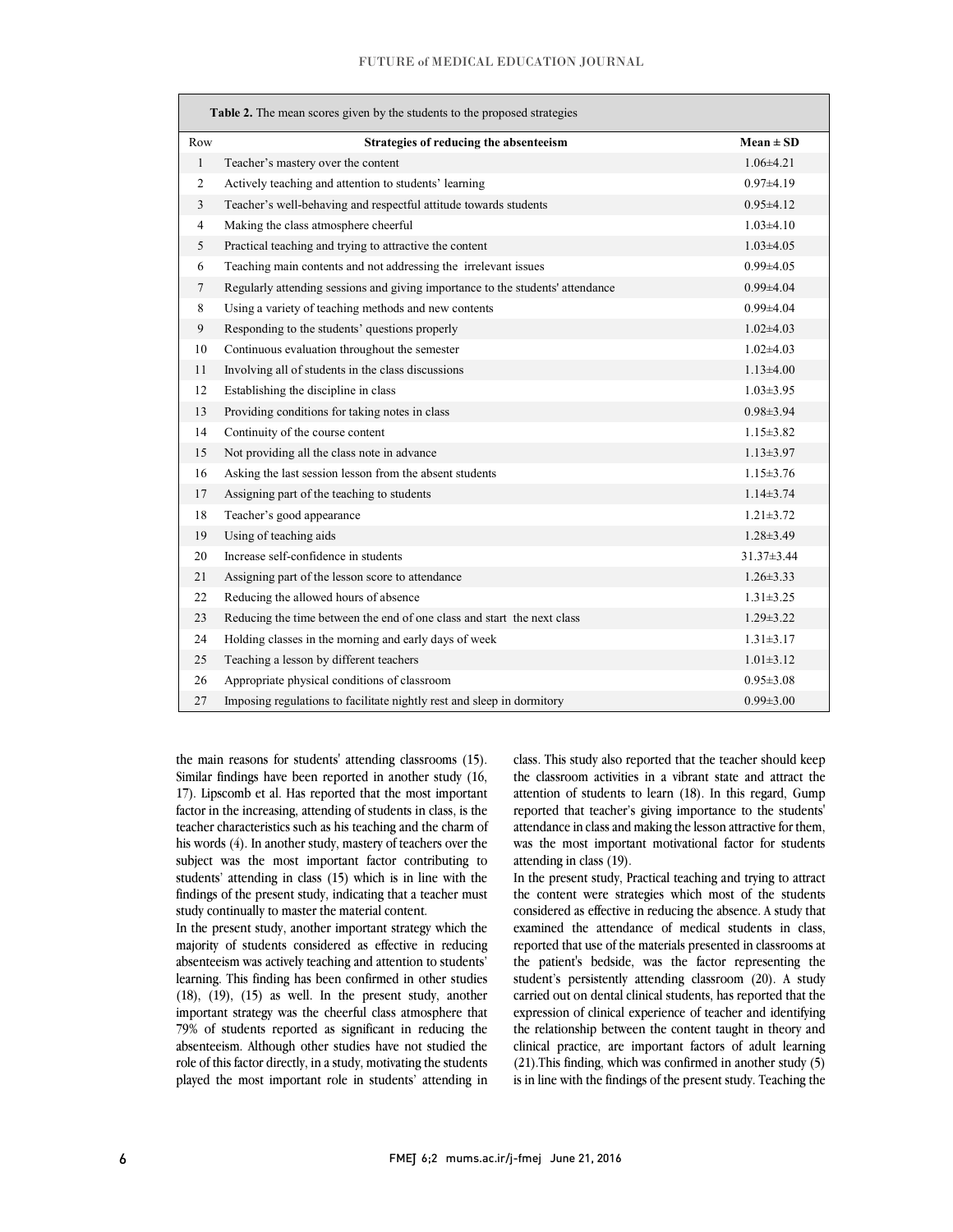**Table 2.** The mean scores given by the students to the proposed strategies

| Row | Strategies of reducing the absenteeism | Mean ± SD |
|---|---|---|
| 1 | Teacher's mastery over the content | 1.06±4.21 |
| 2 | Actively teaching and attention to students' learning | 0.97±4.19 |
| 3 | Teacher's well-behaving and respectful attitude towards students | 0.95±4.12 |
| 4 | Making the class atmosphere cheerful | 1.03±4.10 |
| 5 | Practical teaching and trying to attractive the content | 1.03±4.05 |
| 6 | Teaching main contents and not addressing the irrelevant issues | 0.99±4.05 |
| 7 | Regularly attending sessions and giving importance to the students' attendance | 0.99±4.04 |
| 8 | Using a variety of teaching methods and new contents | 0.99±4.04 |
| 9 | Responding to the students' questions properly | 1.02±4.03 |
| 10 | Continuous evaluation throughout the semester | 1.02±4.03 |
| 11 | Involving all of students in the class discussions | 1.13±4.00 |
| 12 | Establishing the discipline in class | 1.03±3.95 |
| 13 | Providing conditions for taking notes in class | 0.98±3.94 |
| 14 | Continuity of the course content | 1.15±3.82 |
| 15 | Not providing all the class note in advance | 1.13±3.97 |
| 16 | Asking the last session lesson from the absent students | 1.15±3.76 |
| 17 | Assigning part of the teaching to students | 1.14±3.74 |
| 18 | Teacher's good appearance | 1.21±3.72 |
| 19 | Using of teaching aids | 1.28±3.49 |
| 20 | Increase self-confidence in students | 31.37±3.44 |
| 21 | Assigning part of the lesson score to attendance | 1.26±3.33 |
| 22 | Reducing the allowed hours of absence | 1.31±3.25 |
| 23 | Reducing the time between the end of one class and start the next class | 1.29±3.22 |
| 24 | Holding classes in the morning and early days of week | 1.31±3.17 |
| 25 | Teaching a lesson by different teachers | 1.01±3.12 |
| 26 | Appropriate physical conditions of classroom | 0.95±3.08 |
| 27 | Imposing regulations to facilitate nightly rest and sleep in dormitory | 0.99±3.00 |

the main reasons for students' attending classrooms (15). Similar findings have been reported in another study (16, 17). Lipscomb et al. Has reported that the most important factor in the increasing, attending of students in class, is the teacher characteristics such as his teaching and the charm of his words (4). In another study, mastery of teachers over the subject was the most important factor contributing to students' attending in class (15) which is in line with the findings of the present study, indicating that a teacher must study continually to master the material content.

In the present study, another important strategy which the majority of students considered as effective in reducing absenteeism was actively teaching and attention to students' learning. This finding has been confirmed in other studies (18), (19), (15) as well. In the present study, another important strategy was the cheerful class atmosphere that 79% of students reported as significant in reducing the absenteeism. Although other studies have not studied the role of this factor directly, in a study, motivating the students played the most important role in students' attending in class. This study also reported that the teacher should keep the classroom activities in a vibrant state and attract the attention of students to learn (18). In this regard, Gump reported that teacher's giving importance to the students' attendance in class and making the lesson attractive for them, was the most important motivational factor for students attending in class (19).

In the present study, Practical teaching and trying to attract the content were strategies which most of the students considered as effective in reducing the absence. A study that examined the attendance of medical students in class, reported that use of the materials presented in classrooms at the patient's bedside, was the factor representing the student's persistently attending classroom (20). A study carried out on dental clinical students, has reported that the expression of clinical experience of teacher and identifying the relationship between the content taught in theory and clinical practice, are important factors of adult learning (21).This finding, which was confirmed in another study (5) is in line with the findings of the present study. Teaching the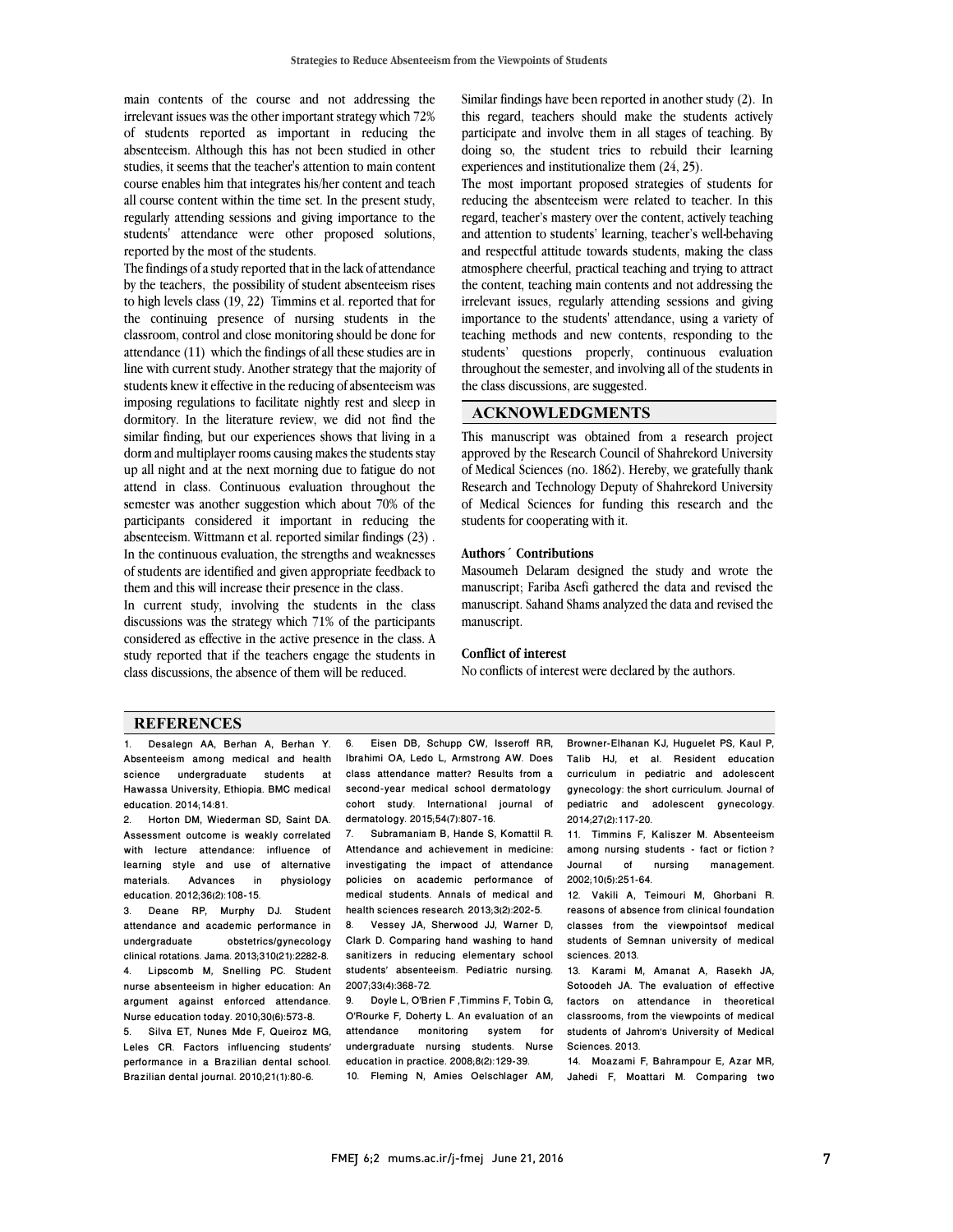main contents of the course and not addressing the irrelevant issues was the other important strategy which 72% of students reported as important in reducing the absenteeism. Although this has not been studied in other studies, it seems that the teacher's attention to main content course enables him that integrates his/her content and teach all course content within the time set. In the present study, regularly attending sessions and giving importance to the students' attendance were other proposed solutions, reported by the most of the students.

The findings of a study reported that in the lack of attendance by the teachers, the possibility of student absenteeism rises to high levels class (19, 22) Timmins et al. reported that for the continuing presence of nursing students in the classroom, control and close monitoring should be done for attendance (11) which the findings of all these studies are in line with current study. Another strategy that the majority of students knew it effective in the reducing of absenteeism was imposing regulations to facilitate nightly rest and sleep in dormitory. In the literature review, we did not find the similar finding, but our experiences shows that living in a dorm and multiplayer rooms causing makes the students stay up all night and at the next morning due to fatigue do not attend in class. Continuous evaluation throughout the semester was another suggestion which about 70% of the participants considered it important in reducing the absenteeism. Wittmann et al. reported similar findings (23) . In the continuous evaluation, the strengths and weaknesses of students are identified and given appropriate feedback to them and this will increase their presence in the class.

In current study, involving the students in the class discussions was the strategy which 71% of the participants considered as effective in the active presence in the class. A study reported that if the teachers engage the students in class discussions, the absence of them will be reduced. Similar findings have been reported in another study (2). In this regard, teachers should make the students actively participate and involve them in all stages of teaching. By doing so, the student tries to rebuild their learning experiences and institutionalize them (24, 25).

The most important proposed strategies of students for reducing the absenteeism were related to teacher. In this regard, teacher's mastery over the content, actively teaching and attention to students' learning, teacher's well-behaving and respectful attitude towards students, making the class atmosphere cheerful, practical teaching and trying to attract the content, teaching main contents and not addressing the irrelevant issues, regularly attending sessions and giving importance to the students' attendance, using a variety of teaching methods and new contents, responding to the students' questions properly, continuous evaluation throughout the semester, and involving all of the students in the class discussions, are suggested.

## ACKNOWLEDGMENTS

This manuscript was obtained from a research project approved by the Research Council of Shahrekord University of Medical Sciences (no. 1862). Hereby, we gratefully thank Research and Technology Deputy of Shahrekord University of Medical Sciences for funding this research and the students for cooperating with it.

### Authors´ Contributions

Masoumeh Delaram designed the study and wrote the manuscript; Fariba Asefi gathered the data and revised the manuscript. Sahand Shams analyzed the data and revised the manuscript.

### Conflict of interest

No conflicts of interest were declared by the authors.

## REFERENCES

1. Desalegn AA, Berhan A, Berhan Y. Absenteeism among medical and health science undergraduate students at Hawassa University, Ethiopia. BMC medical education. 2014;14:81.
2. Horton DM, Wiederman SD, Saint DA. Assessment outcome is weakly correlated with lecture attendance: influence of learning style and use of alternative materials. Advances in physiology education. 2012;36(2):108-15.
3. Deane RP, Murphy DJ. Student attendance and academic performance in undergraduate obstetrics/gynecology clinical rotations. Jama. 2013;310(21):2282-8.
4. Lipscomb M, Snelling PC. Student nurse absenteeism in higher education: An argument against enforced attendance. Nurse education today. 2010;30(6):573-8.
5. Silva ET, Nunes Mde F, Queiroz MG, Leles CR. Factors influencing students' performance in a Brazilian dental school. Brazilian dental journal. 2010;21(1):80-6.
6. Eisen DB, Schupp CW, Isseroff RR, Ibrahimi OA, Ledo L, Armstrong AW. Does class attendance matter? Results from a second-year medical school dermatology cohort study. International journal of dermatology. 2015;54(7):807-16.
7. Subramaniam B, Hande S, Komattil R. Attendance and achievement in medicine: investigating the impact of attendance policies on academic performance of medical students. Annals of medical and health sciences research. 2013;3(2):202-5.
8. Vessey JA, Sherwood JJ, Warner D, Clark D. Comparing hand washing to hand sanitizers in reducing elementary school students' absenteeism. Pediatric nursing. 2007;33(4):368-72.
9. Doyle L, O'Brien F ,Timmins F, Tobin G, O'Rourke F, Doherty L. An evaluation of an attendance monitoring system for undergraduate nursing students. Nurse education in practice. 2008;8(2):129-39.
10. Fleming N, Amies Oelschlager AM, Browner-Elhanan KJ, Huguelet PS, Kaul P, Talib HJ, et al. Resident education curriculum in pediatric and adolescent gynecology: the short curriculum. Journal of pediatric and adolescent gynecology. 2014;27(2):117-20.
11. Timmins F, Kaliszer M. Absenteeism among nursing students - fact or fiction? Journal of nursing management. 2002;10(5):251-64.
12. Vakili A, Teimouri M, Ghorbani R. reasons of absence from clinical foundation classes from the viewpointsof medical students of Semnan university of medical sciences. 2013.
13. Karami M, Amanat A, Rasekh JA, Sotoodeh JA. The evaluation of effective factors on attendance in theoretical classrooms, from the viewpoints of medical students of Jahrom's University of Medical Sciences. 2013.
14. Moazami F, Bahrampour E, Azar MR, Jahedi F, Moattari M. Comparing two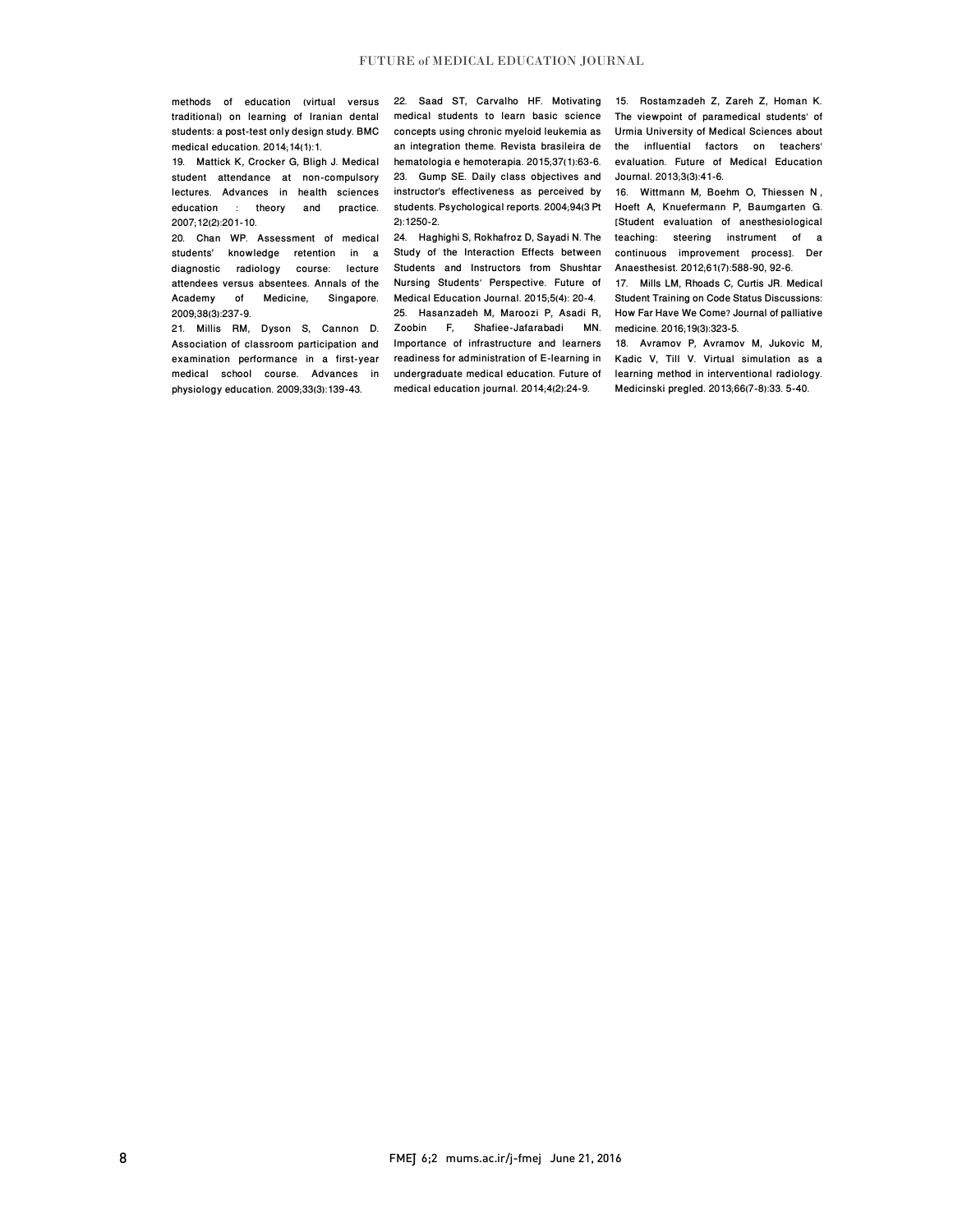methods of education (virtual versus traditional) on learning of Iranian dental students: a post-test only design study. BMC medical education. 2014;14(1):1.

19. Mattick K, Crocker G, Bligh J. Medical student attendance at non-compulsory lectures. Advances in health sciences education : theory and practice. 2007;12(2):201-10.

20. Chan WP. Assessment of medical students' knowledge retention in a diagnostic radiology course: lecture attendees versus absentees. Annals of the Academy of Medicine, Singapore. 2009;38(3):237-9.

21. Millis RM, Dyson S, Cannon D. Association of classroom participation and examination performance in a first-year medical school course. Advances in physiology education. 2009;33(3):139-43.

22. Saad ST, Carvalho HF. Motivating medical students to learn basic science concepts using chronic myeloid leukemia as an integration theme. Revista brasileira de hematologia e hemoterapia. 2015;37(1):63-6.

23. Gump SE. Daily class objectives and instructor's effectiveness as perceived by students. Psychological reports. 2004;94(3 Pt 2):1250-2.

24. Haghighi S, Rokhafroz D, Sayadi N. The Study of the Interaction Effects between Students and Instructors from Shushtar Nursing Students' Perspective. Future of Medical Education Journal. 2015;5(4): 20-4.

25. Hasanzadeh M, Maroozi P, Asadi R, Zoobin F, Shafiee-Jafarabadi MN. Importance of infrastructure and learners readiness for administration of E-learning in undergraduate medical education. Future of medical education journal. 2014;4(2):24-9.

15. Rostamzadeh Z, Zareh Z, Homan K. The viewpoint of paramedical students' of Urmia University of Medical Sciences about the influential factors on teachers' evaluation. Future of Medical Education Journal. 2013;3(3):41-6.

16. Wittmann M, Boehm O, Thiessen N, Hoeft A, Knuefermann P, Baumgarten G. [Student evaluation of anesthesiological teaching: steering instrument of a continuous improvement process]. Der Anaesthesist. 2012;61(7):588-90, 92-6.

17. Mills LM, Rhoads C, Curtis JR. Medical Student Training on Code Status Discussions: How Far Have We Come? Journal of palliative medicine. 2016;19(3):323-5.

18. Avramov P, Avramov M, Jukovic M, Kadic V, Till V. Virtual simulation as a learning method in interventional radiology. Medicinski pregled. 2013;66(7-8):33. 5-40.